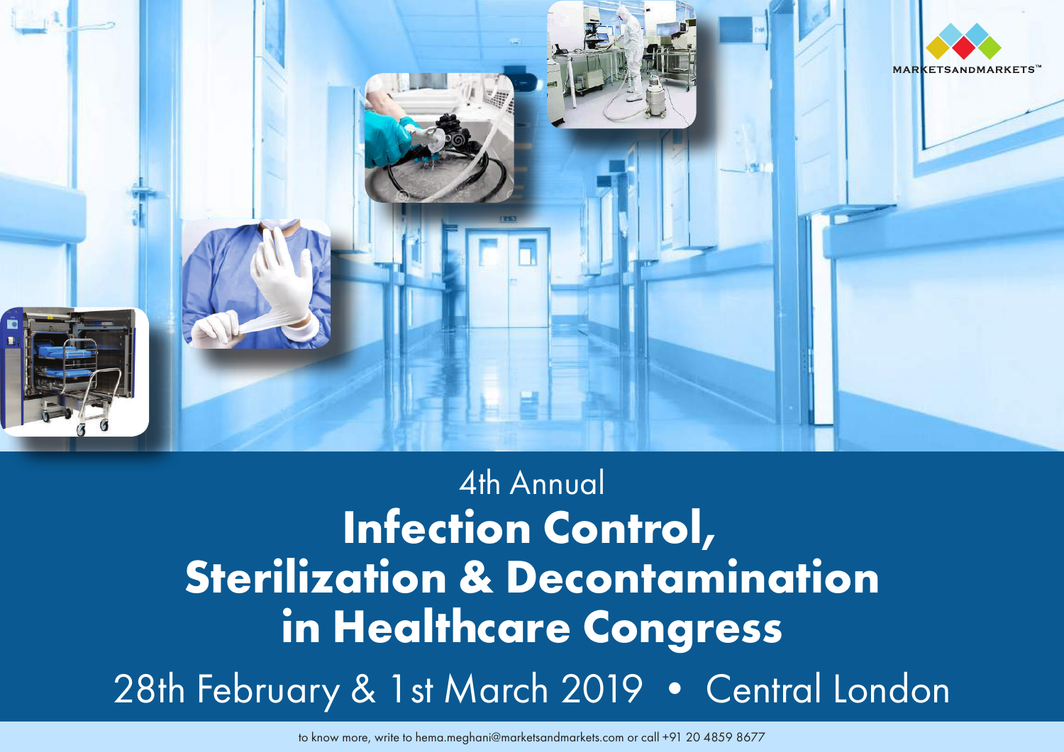MARKETSANDMARKETS™

4th Annual

# Infection Control, Sterilization & Decontamination in Healthcare Congress

28th February & 1st March 2019 • Central London

to know more, write to hema.meghani@marketsandmarkets.com or call +91 20 4859 8677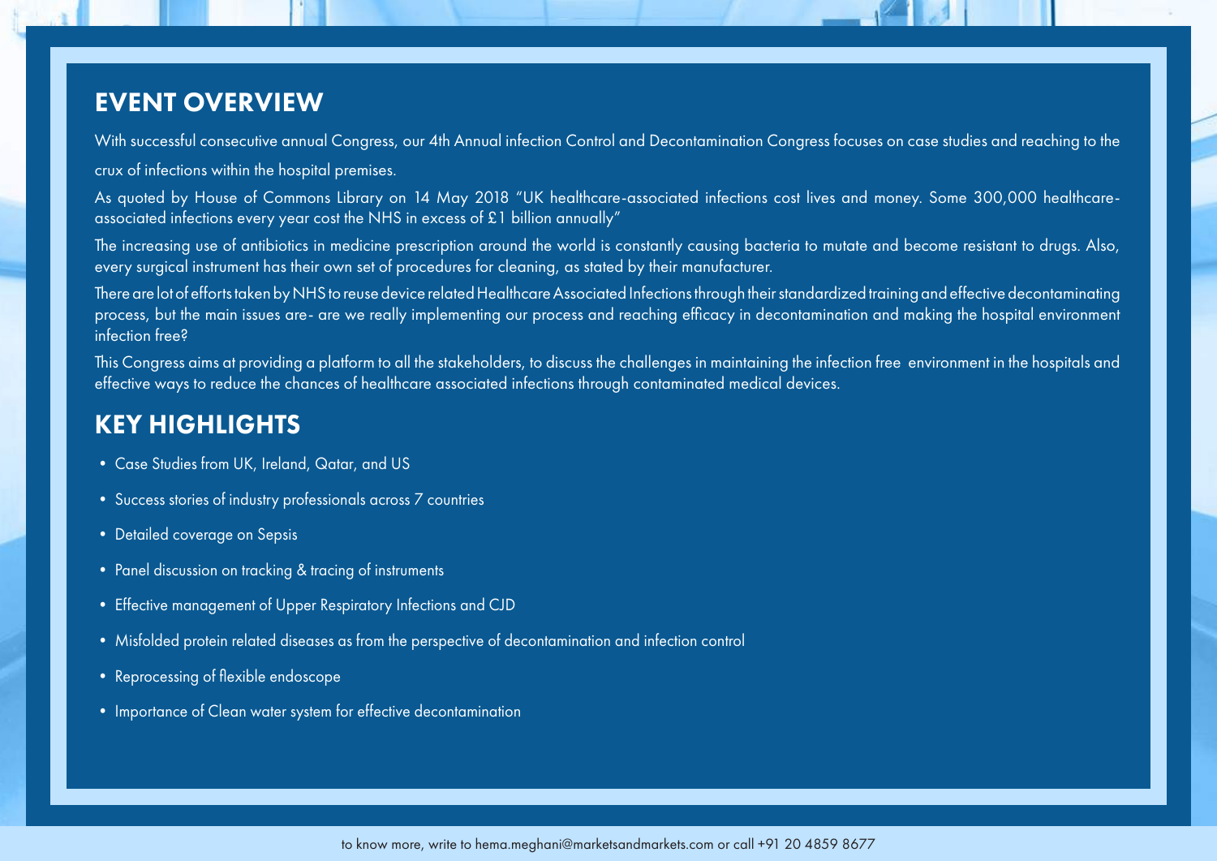## EVENT OVERVIEW

With successful consecutive annual Congress, our 4th Annual infection Control and Decontamination Congress focuses on case studies and reaching to the crux of infections within the hospital premises.

As quoted by House of Commons Library on 14 May 2018 "UK healthcare-associated infections cost lives and money. Some 300,000 healthcare-associated infections every year cost the NHS in excess of £1 billion annually"

The increasing use of antibiotics in medicine prescription around the world is constantly causing bacteria to mutate and become resistant to drugs. Also, every surgical instrument has their own set of procedures for cleaning, as stated by their manufacturer.

There are lot of efforts taken by NHS to reuse device related Healthcare Associated Infections through their standardized training and effective decontaminating process, but the main issues are- are we really implementing our process and reaching efficacy in decontamination and making the hospital environment infection free?

This Congress aims at providing a platform to all the stakeholders, to discuss the challenges in maintaining the infection free environment in the hospitals and effective ways to reduce the chances of healthcare associated infections through contaminated medical devices.

## KEY HIGHLIGHTS

- Case Studies from UK, Ireland, Qatar, and US
- Success stories of industry professionals across 7 countries
- Detailed coverage on Sepsis
- Panel discussion on tracking & tracing of instruments
- Effective management of Upper Respiratory Infections and CJD
- Misfolded protein related diseases as from the perspective of decontamination and infection control
- Reprocessing of flexible endoscope
- Importance of Clean water system for effective decontamination

to know more, write to hema.meghani@marketsandmarkets.com or call +91 20 4859 8677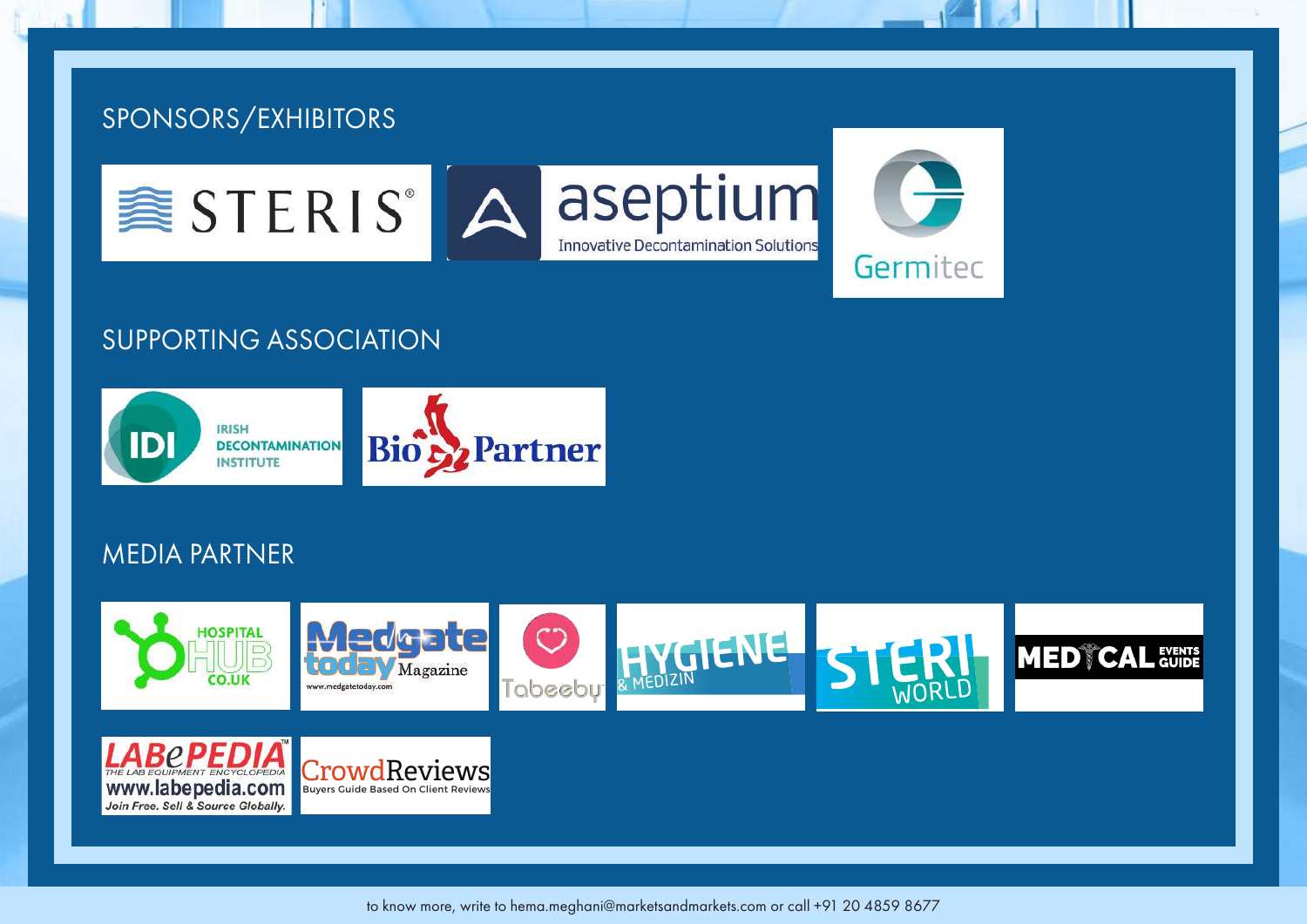## SPONSORS/EXHIBITORS

STERIS®

aseptium
Innovative Decontamination Solutions

Germitec

## SUPPORTING ASSOCIATION

IDI
IRISH DECONTAMINATION INSTITUTE

Bio Partner

## MEDIA PARTNER

HOSPITAL HUB CO.UK

Medgate today Magazine
www.medgatetoday.com

Tabeeby

HYGIENE & MEDIZIN

STERI WORLD

MEDICAL EVENTS GUIDE

LABePEDIA™
THE LAB EQUIPMENT ENCYCLOPEDIA
www.labepedia.com
Join Free. Sell & Source Globally.

CrowdReviews
Buyers Guide Based On Client Reviews

to know more, write to hema.meghani@marketsandmarkets.com or call +91 20 4859 8677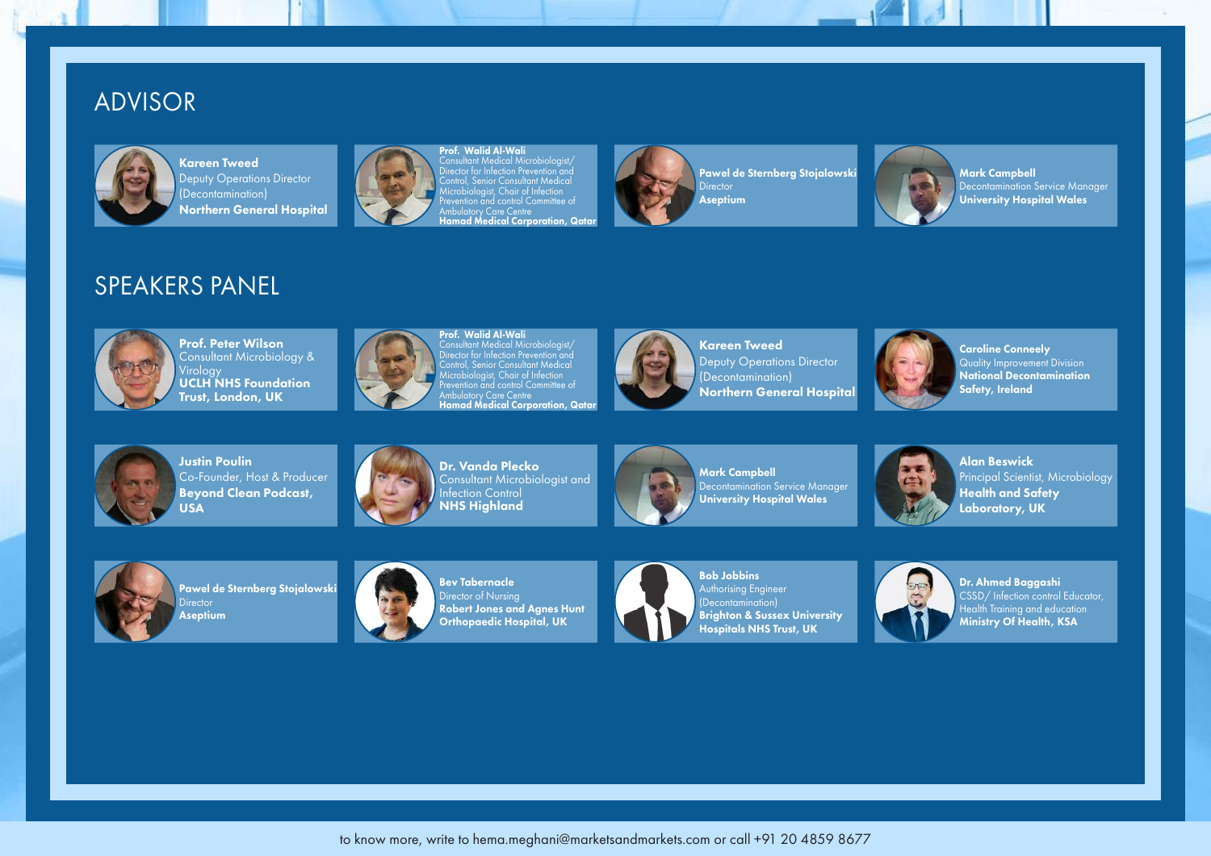## ADVISOR

**Kareen Tweed**
Deputy Operations Director (Decontamination)
**Northern General Hospital**

**Prof. Walid Al-Wali**
Consultant Medical Microbiologist/ Director for Infection Prevention and Control, Senior Consultant Medical Microbiologist, Chair of Infection Prevention and control Committee of Ambulatory Care Centre
**Hamad Medical Corporation, Qatar**

**Pawel de Sternberg Stojalowski**
Director
**Aseptium**

**Mark Campbell**
Decontamination Service Manager
**University Hospital Wales**

## SPEAKERS PANEL

**Prof. Peter Wilson**
Consultant Microbiology & Virology
**UCLH NHS Foundation Trust, London, UK**

**Prof. Walid Al-Wali**
Consultant Medical Microbiologist/ Director for Infection Prevention and Control, Senior Consultant Medical Microbiologist, Chair of Infection Prevention and control Committee of Ambulatory Care Centre
**Hamad Medical Corporation, Qatar**

**Kareen Tweed**
Deputy Operations Director (Decontamination)
**Northern General Hospital**

**Caroline Conneely**
Quality Improvement Division
**National Decontamination Safety, Ireland**

**Justin Poulin**
Co-Founder, Host & Producer
**Beyond Clean Podcast, USA**

**Dr. Vanda Plecko**
Consultant Microbiologist and Infection Control
**NHS Highland**

**Mark Campbell**
Decontamination Service Manager
**University Hospital Wales**

**Alan Beswick**
Principal Scientist, Microbiology
**Health and Safety Laboratory, UK**

**Pawel de Sternberg Stojalowski**
Director
**Aseptium**

**Bev Tabernacle**
Director of Nursing
**Robert Jones and Agnes Hunt Orthopaedic Hospital, UK**

**Bob Jobbins**
Authorising Engineer (Decontamination)
**Brighton & Sussex University Hospitals NHS Trust, UK**

**Dr. Ahmed Baggashi**
CSSD/ Infection control Educator, Health Training and education
**Ministry Of Health, KSA**

to know more, write to hema.meghani@marketsandmarkets.com or call +91 20 4859 8677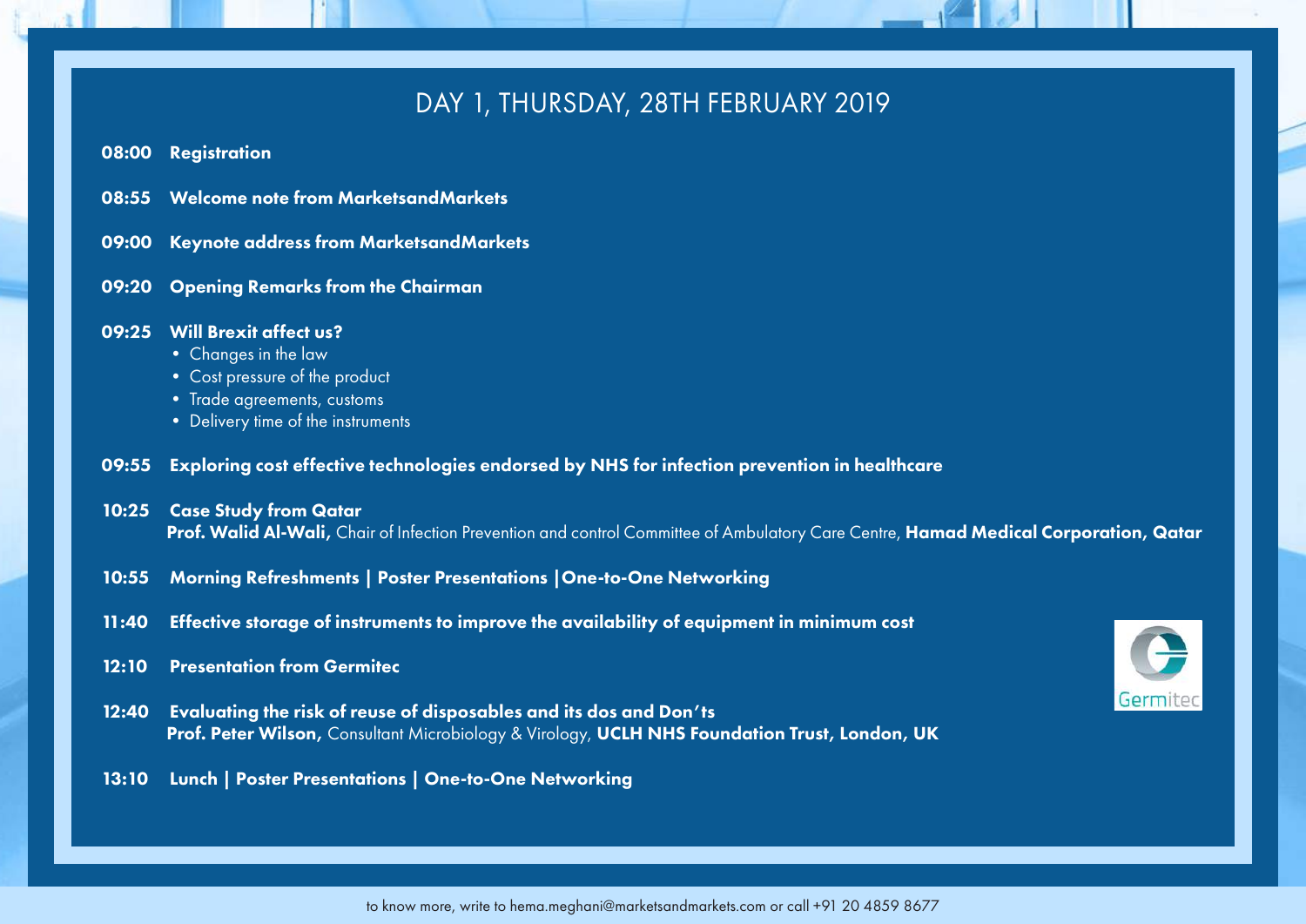## DAY 1, THURSDAY, 28TH FEBRUARY 2019

**08:00 Registration**

**08:55 Welcome note from MarketsandMarkets**

**09:00 Keynote address from MarketsandMarkets**

**09:20 Opening Remarks from the Chairman**

**09:25 Will Brexit affect us?**

- Changes in the law
- Cost pressure of the product
- Trade agreements, customs
- Delivery time of the instruments

**09:55 Exploring cost effective technologies endorsed by NHS for infection prevention in healthcare**

**10:25 Case Study from Qatar**
**Prof. Walid Al-Wali,** Chair of Infection Prevention and control Committee of Ambulatory Care Centre, **Hamad Medical Corporation, Qatar**

**10:55 Morning Refreshments | Poster Presentations |One-to-One Networking**

**11:40 Effective storage of instruments to improve the availability of equipment in minimum cost**

**12:10 Presentation from Germitec**

**12:40 Evaluating the risk of reuse of disposables and its dos and Don'ts**
**Prof. Peter Wilson,** Consultant Microbiology & Virology, **UCLH NHS Foundation Trust, London, UK**

**13:10 Lunch | Poster Presentations | One-to-One Networking**

to know more, write to hema.meghani@marketsandmarkets.com or call +91 20 4859 8677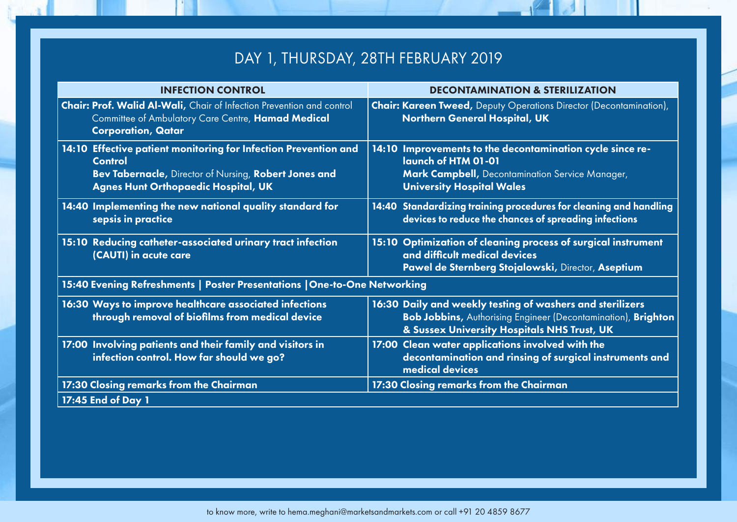# DAY 1, THURSDAY, 28TH FEBRUARY 2019

| INFECTION CONTROL | DECONTAMINATION & STERILIZATION |
|---|---|
| **Chair: Prof. Walid Al-Wali,** Chair of Infection Prevention and control Committee of Ambulatory Care Centre, **Hamad Medical Corporation, Qatar** | **Chair: Kareen Tweed,** Deputy Operations Director (Decontamination), **Northern General Hospital, UK** |
| **14:10 Effective patient monitoring for Infection Prevention and Control** **Bev Tabernacle,** Director of Nursing, **Robert Jones and Agnes Hunt Orthopaedic Hospital, UK** | **14:10 Improvements to the decontamination cycle since re-launch of HTM 01-01** **Mark Campbell,** Decontamination Service Manager, **University Hospital Wales** |
| **14:40 Implementing the new national quality standard for sepsis in practice** | **14:40 Standardizing training procedures for cleaning and handling devices to reduce the chances of spreading infections** |
| **15:10 Reducing catheter-associated urinary tract infection (CAUTI) in acute care** | **15:10 Optimization of cleaning process of surgical instrument and difficult medical devices** **Pawel de Sternberg Stojalowski,** Director, **Aseptium** |
| **15:40 Evening Refreshments \| Poster Presentations \|One-to-One Networking** | |
| **16:30 Ways to improve healthcare associated infections through removal of biofilms from medical device** | **16:30 Daily and weekly testing of washers and sterilizers** **Bob Jobbins,** Authorising Engineer (Decontamination), **Brighton & Sussex University Hospitals NHS Trust, UK** |
| **17:00 Involving patients and their family and visitors in infection control. How far should we go?** | **17:00 Clean water applications involved with the decontamination and rinsing of surgical instruments and medical devices** |
| **17:30 Closing remarks from the Chairman** | **17:30 Closing remarks from the Chairman** |
| **17:45 End of Day 1** | |

to know more, write to hema.meghani@marketsandmarkets.com or call +91 20 4859 8677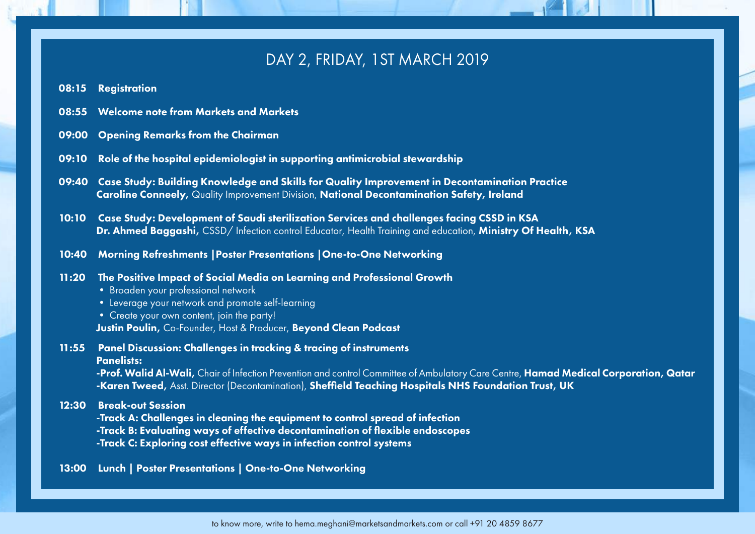# DAY 2, FRIDAY, 1ST MARCH 2019

**08:15 Registration**

**08:55 Welcome note from Markets and Markets**

**09:00 Opening Remarks from the Chairman**

**09:10 Role of the hospital epidemiologist in supporting antimicrobial stewardship**

**09:40 Case Study: Building Knowledge and Skills for Quality Improvement in Decontamination Practice**
**Caroline Conneely,** Quality Improvement Division, **National Decontamination Safety, Ireland**

**10:10 Case Study: Development of Saudi sterilization Services and challenges facing CSSD in KSA**
**Dr. Ahmed Baggashi,** CSSD/ Infection control Educator, Health Training and education, **Ministry Of Health, KSA**

**10:40 Morning Refreshments |Poster Presentations |One-to-One Networking**

**11:20 The Positive Impact of Social Media on Learning and Professional Growth**

- Broaden your professional network
- Leverage your network and promote self-learning
- Create your own content, join the party!

**Justin Poulin,** Co-Founder, Host & Producer, **Beyond Clean Podcast**

**11:55 Panel Discussion: Challenges in tracking & tracing of instruments**
**Panelists:**
**-Prof. Walid Al-Wali,** Chair of Infection Prevention and control Committee of Ambulatory Care Centre, **Hamad Medical Corporation, Qatar**
**-Karen Tweed,** Asst. Director (Decontamination), **Sheffield Teaching Hospitals NHS Foundation Trust, UK**

**12:30 Break-out Session**
**-Track A: Challenges in cleaning the equipment to control spread of infection**
**-Track B: Evaluating ways of effective decontamination of flexible endoscopes**
**-Track C: Exploring cost effective ways in infection control systems**

**13:00 Lunch | Poster Presentations | One-to-One Networking**

to know more, write to hema.meghani@marketsandmarkets.com or call +91 20 4859 8677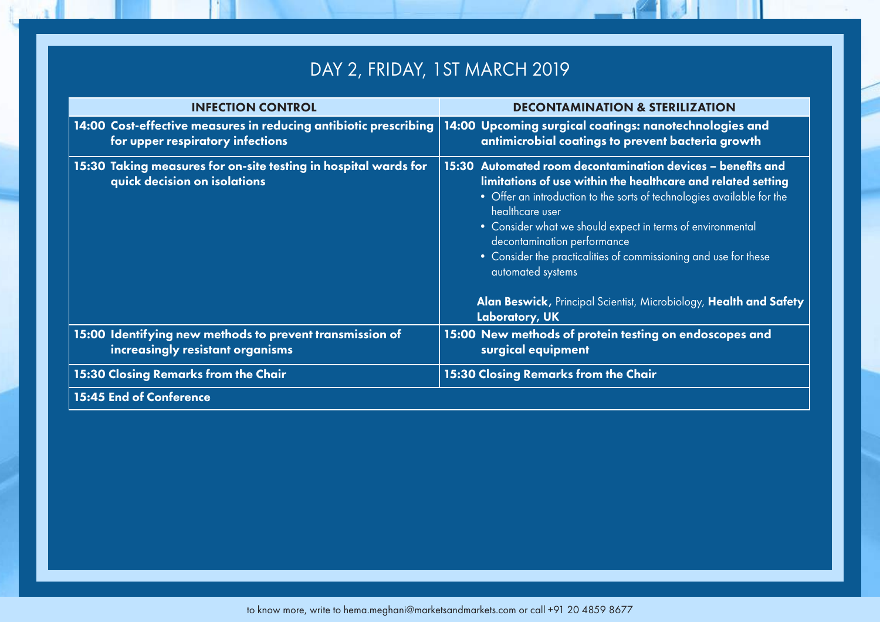# DAY 2, FRIDAY, 1ST MARCH 2019

| INFECTION CONTROL | DECONTAMINATION & STERILIZATION |
|---|---|
| **14:00 Cost-effective measures in reducing antibiotic prescribing for upper respiratory infections** | **14:00 Upcoming surgical coatings: nanotechnologies and antimicrobial coatings to prevent bacteria growth** |
| **15:30 Taking measures for on-site testing in hospital wards for quick decision on isolations** | **15:30 Automated room decontamination devices – benefits and limitations of use within the healthcare and related setting**<br>• Offer an introduction to the sorts of technologies available for the healthcare user<br>• Consider what we should expect in terms of environmental decontamination performance<br>• Consider the practicalities of commissioning and use for these automated systems<br><br>**Alan Beswick,** Principal Scientist, Microbiology, **Health and Safety Laboratory, UK** |
| **15:00 Identifying new methods to prevent transmission of increasingly resistant organisms** | **15:00 New methods of protein testing on endoscopes and surgical equipment** |
| **15:30 Closing Remarks from the Chair** | **15:30 Closing Remarks from the Chair** |
| **15:45 End of Conference** | |

to know more, write to hema.meghani@marketsandmarkets.com or call +91 20 4859 8677